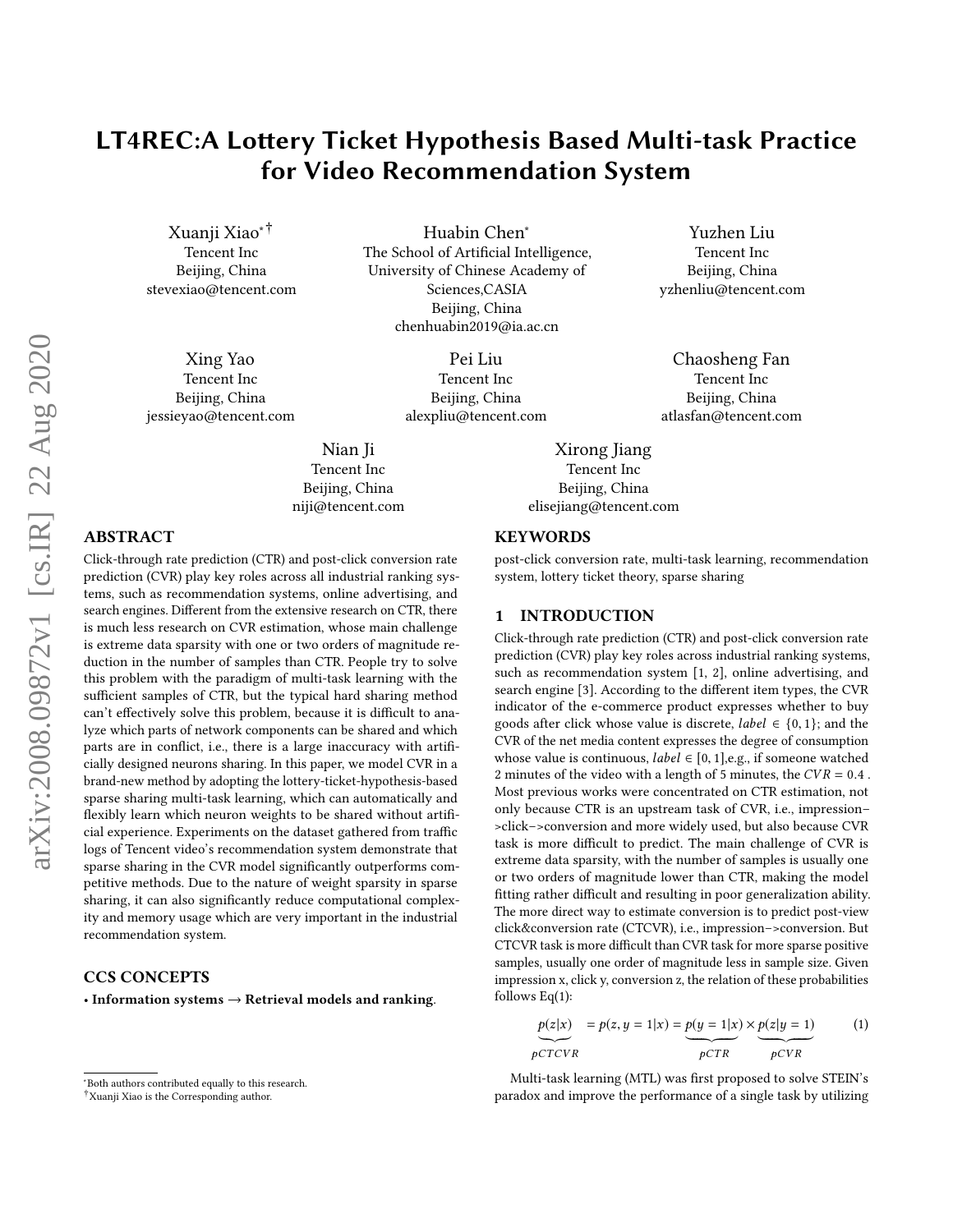# LT4REC:A Lottery Ticket Hypothesis Based Multi-task Practice for Video Recommendation System

Xuanji Xiao[*][†]
Tencent Inc
Beijing, China
stevexiao@tencent.com

Huabin Chen[*]
The School of Artificial Intelligence, University of Chinese Academy of Sciences,CASIA
Beijing, China
chenhuabin2019@ia.ac.cn

Yuzhen Liu
Tencent Inc
Beijing, China
yzhenliu@tencent.com

Xing Yao
Tencent Inc
Beijing, China
jessieyao@tencent.com

Pei Liu
Tencent Inc
Beijing, China
alexpliu@tencent.com

Chaosheng Fan
Tencent Inc
Beijing, China
atlasfan@tencent.com

Nian Ji
Tencent Inc
Beijing, China
niji@tencent.com

Xirong Jiang
Tencent Inc
Beijing, China
elisejiang@tencent.com

## ABSTRACT

Click-through rate prediction (CTR) and post-click conversion rate prediction (CVR) play key roles across all industrial ranking systems, such as recommendation systems, online advertising, and search engines. Different from the extensive research on CTR, there is much less research on CVR estimation, whose main challenge is extreme data sparsity with one or two orders of magnitude reduction in the number of samples than CTR. People try to solve this problem with the paradigm of multi-task learning with the sufficient samples of CTR, but the typical hard sharing method can't effectively solve this problem, because it is difficult to analyze which parts of network components can be shared and which parts are in conflict, i.e., there is a large inaccuracy with artificially designed neurons sharing. In this paper, we model CVR in a brand-new method by adopting the lottery-ticket-hypothesis-based sparse sharing multi-task learning, which can automatically and flexibly learn which neuron weights to be shared without artificial experience. Experiments on the dataset gathered from traffic logs of Tencent video's recommendation system demonstrate that sparse sharing in the CVR model significantly outperforms competitive methods. Due to the nature of weight sparsity in sparse sharing, it can also significantly reduce computational complexity and memory usage which are very important in the industrial recommendation system.

## CCS CONCEPTS

• **Information systems** → **Retrieval models and ranking**.

## KEYWORDS

post-click conversion rate, multi-task learning, recommendation system, lottery ticket theory, sparse sharing

## 1 INTRODUCTION

Click-through rate prediction (CTR) and post-click conversion rate prediction (CVR) play key roles across industrial ranking systems, such as recommendation system [1, 2], online advertising, and search engine [3]. According to the different item types, the CVR indicator of the e-commerce product expresses whether to buy goods after click whose value is discrete, $label \in \{0, 1\}$; and the CVR of the net media content expresses the degree of consumption whose value is continuous, $label \in [0, 1]$,e.g., if someone watched 2 minutes of the video with a length of 5 minutes, the $CVR = 0.4$ . Most previous works were concentrated on CTR estimation, not only because CTR is an upstream task of CVR, i.e., impression−>click−>conversion and more widely used, but also because CVR task is more difficult to predict. The main challenge of CVR is extreme data sparsity, with the number of samples is usually one or two orders of magnitude lower than CTR, making the model fitting rather difficult and resulting in poor generalization ability. The more direct way to estimate conversion is to predict post-view click&conversion rate (CTCVR), i.e., impression−>conversion. But CTCVR task is more difficult than CVR task for more sparse positive samples, usually one order of magnitude less in sample size. Given impression x, click y, conversion z, the relation of these probabilities follows Eq(1):

$$\underbrace{p(z|x)}_{pCTCVR} = p(z, y = 1|x) = \underbrace{p(y = 1|x)}_{pCTR} \times \underbrace{p(z|y = 1)}_{pCVR} \tag{1}$$

Multi-task learning (MTL) was first proposed to solve STEIN's paradox and improve the performance of a single task by utilizing

---
[*]Both authors contributed equally to this research.
[†]Xuanji Xiao is the Corresponding author.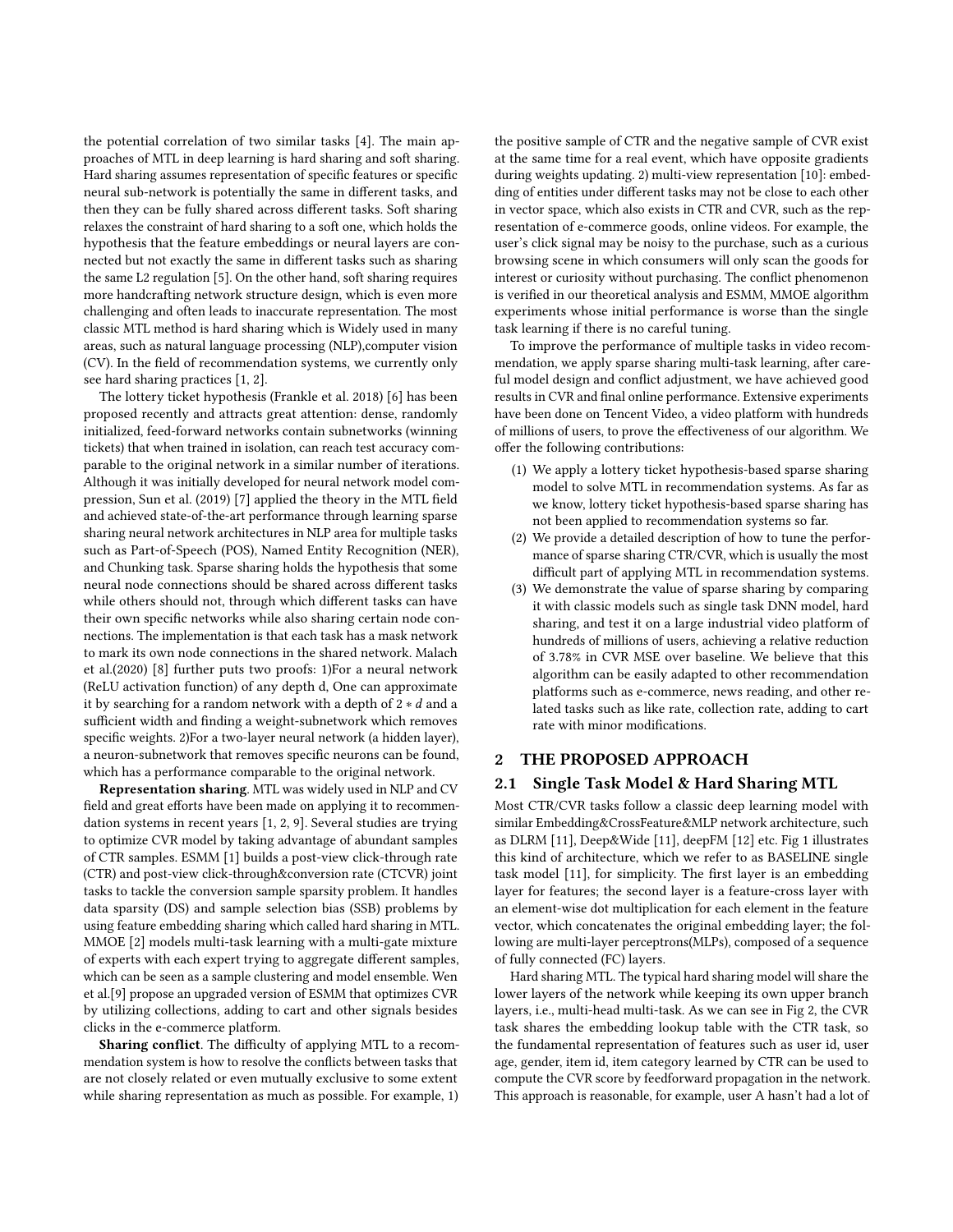the potential correlation of two similar tasks [4]. The main approaches of MTL in deep learning is hard sharing and soft sharing. Hard sharing assumes representation of specific features or specific neural sub-network is potentially the same in different tasks, and then they can be fully shared across different tasks. Soft sharing relaxes the constraint of hard sharing to a soft one, which holds the hypothesis that the feature embeddings or neural layers are connected but not exactly the same in different tasks such as sharing the same L2 regulation [5]. On the other hand, soft sharing requires more handcrafting network structure design, which is even more challenging and often leads to inaccurate representation. The most classic MTL method is hard sharing which is Widely used in many areas, such as natural language processing (NLP),computer vision (CV). In the field of recommendation systems, we currently only see hard sharing practices [1, 2].

The lottery ticket hypothesis (Frankle et al. 2018) [6] has been proposed recently and attracts great attention: dense, randomly initialized, feed-forward networks contain subnetworks (winning tickets) that when trained in isolation, can reach test accuracy comparable to the original network in a similar number of iterations. Although it was initially developed for neural network model compression, Sun et al. (2019) [7] applied the theory in the MTL field and achieved state-of-the-art performance through learning sparse sharing neural network architectures in NLP area for multiple tasks such as Part-of-Speech (POS), Named Entity Recognition (NER), and Chunking task. Sparse sharing holds the hypothesis that some neural node connections should be shared across different tasks while others should not, through which different tasks can have their own specific networks while also sharing certain node connections. The implementation is that each task has a mask network to mark its own node connections in the shared network. Malach et al.(2020) [8] further puts two proofs: 1)For a neural network (ReLU activation function) of any depth d, One can approximate it by searching for a random network with a depth of $2 * d$ and a sufficient width and finding a weight-subnetwork which removes specific weights. 2)For a two-layer neural network (a hidden layer), a neuron-subnetwork that removes specific neurons can be found, which has a performance comparable to the original network.

**Representation sharing**. MTL was widely used in NLP and CV field and great efforts have been made on applying it to recommendation systems in recent years [1, 2, 9]. Several studies are trying to optimize CVR model by taking advantage of abundant samples of CTR samples. ESMM [1] builds a post-view click-through rate (CTR) and post-view click-through&conversion rate (CTCVR) joint tasks to tackle the conversion sample sparsity problem. It handles data sparsity (DS) and sample selection bias (SSB) problems by using feature embedding sharing which called hard sharing in MTL. MMOE [2] models multi-task learning with a multi-gate mixture of experts with each expert trying to aggregate different samples, which can be seen as a sample clustering and model ensemble. Wen et al.[9] propose an upgraded version of ESMM that optimizes CVR by utilizing collections, adding to cart and other signals besides clicks in the e-commerce platform.

**Sharing conflict**. The difficulty of applying MTL to a recommendation system is how to resolve the conflicts between tasks that are not closely related or even mutually exclusive to some extent while sharing representation as much as possible. For example, 1) the positive sample of CTR and the negative sample of CVR exist at the same time for a real event, which have opposite gradients during weights updating. 2) multi-view representation [10]: embedding of entities under different tasks may not be close to each other in vector space, which also exists in CTR and CVR, such as the representation of e-commerce goods, online videos. For example, the user's click signal may be noisy to the purchase, such as a curious browsing scene in which consumers will only scan the goods for interest or curiosity without purchasing. The conflict phenomenon is verified in our theoretical analysis and ESMM, MMOE algorithm experiments whose initial performance is worse than the single task learning if there is no careful tuning.

To improve the performance of multiple tasks in video recommendation, we apply sparse sharing multi-task learning, after careful model design and conflict adjustment, we have achieved good results in CVR and final online performance. Extensive experiments have been done on Tencent Video, a video platform with hundreds of millions of users, to prove the effectiveness of our algorithm. We offer the following contributions:

(1) We apply a lottery ticket hypothesis-based sparse sharing model to solve MTL in recommendation systems. As far as we know, lottery ticket hypothesis-based sparse sharing has not been applied to recommendation systems so far.
(2) We provide a detailed description of how to tune the performance of sparse sharing CTR/CVR, which is usually the most difficult part of applying MTL in recommendation systems.
(3) We demonstrate the value of sparse sharing by comparing it with classic models such as single task DNN model, hard sharing, and test it on a large industrial video platform of hundreds of millions of users, achieving a relative reduction of 3.78% in CVR MSE over baseline. We believe that this algorithm can be easily adapted to other recommendation platforms such as e-commerce, news reading, and other related tasks such as like rate, collection rate, adding to cart rate with minor modifications.

## 2 THE PROPOSED APPROACH

### 2.1 Single Task Model & Hard Sharing MTL

Most CTR/CVR tasks follow a classic deep learning model with similar Embedding&CrossFeature&MLP network architecture, such as DLRM [11], Deep&Wide [11], deepFM [12] etc. Fig 1 illustrates this kind of architecture, which we refer to as BASELINE single task model [11], for simplicity. The first layer is an embedding layer for features; the second layer is a feature-cross layer with an element-wise dot multiplication for each element in the feature vector, which concatenates the original embedding layer; the following are multi-layer perceptrons(MLPs), composed of a sequence of fully connected (FC) layers.

Hard sharing MTL. The typical hard sharing model will share the lower layers of the network while keeping its own upper branch layers, i.e., multi-head multi-task. As we can see in Fig 2, the CVR task shares the embedding lookup table with the CTR task, so the fundamental representation of features such as user id, user age, gender, item id, item category learned by CTR can be used to compute the CVR score by feedforward propagation in the network. This approach is reasonable, for example, user A hasn't had a lot of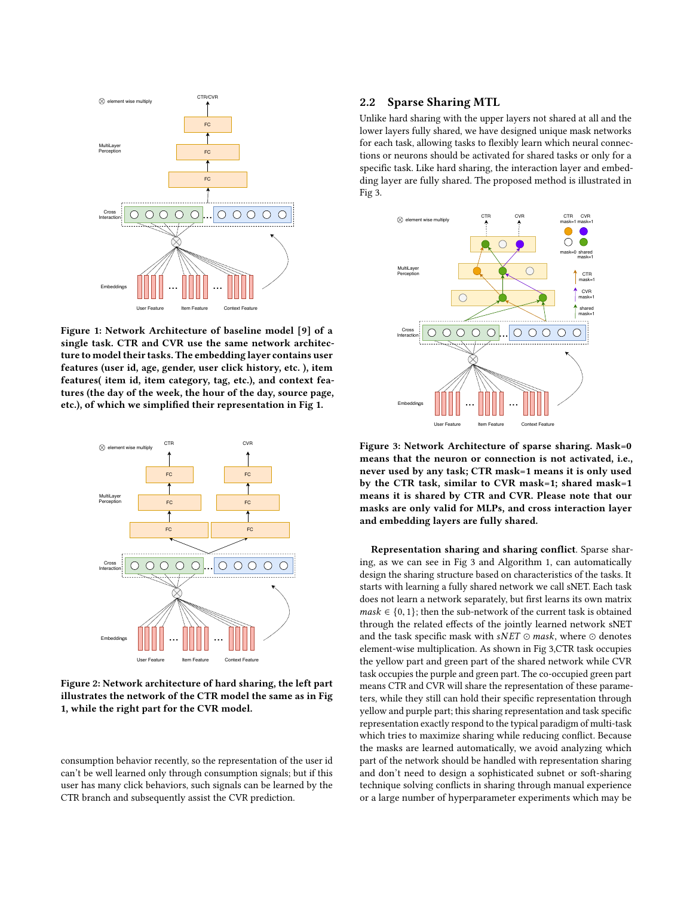Figure 1: Network Architecture of baseline model [9] of a single task. CTR and CVR use the same network architecture to model their tasks. The embedding layer contains user features (user id, age, gender, user click history, etc. ), item features( item id, item category, tag, etc.), and context features (the day of the week, the hour of the day, source page, etc.), of which we simplified their representation in Fig 1.

Figure 2: Network architecture of hard sharing, the left part illustrates the network of the CTR model the same as in Fig 1, while the right part for the CVR model.

consumption behavior recently, so the representation of the user id can't be well learned only through consumption signals; but if this user has many click behaviors, such signals can be learned by the CTR branch and subsequently assist the CVR prediction.

## 2.2 Sparse Sharing MTL

Unlike hard sharing with the upper layers not shared at all and the lower layers fully shared, we have designed unique mask networks for each task, allowing tasks to flexibly learn which neural connections or neurons should be activated for shared tasks or only for a specific task. Like hard sharing, the interaction layer and embedding layer are fully shared. The proposed method is illustrated in Fig 3.

Figure 3: Network Architecture of sparse sharing. Mask=0 means that the neuron or connection is not activated, i.e., never used by any task; CTR mask=1 means it is only used by the CTR task, similar to CVR mask=1; shared mask=1 means it is shared by CTR and CVR. Please note that our masks are only valid for MLPs, and cross interaction layer and embedding layers are fully shared.

**Representation sharing and sharing conflict**. Sparse sharing, as we can see in Fig 3 and Algorithm 1, can automatically design the sharing structure based on characteristics of the tasks. It starts with learning a fully shared network we call sNET. Each task does not learn a network separately, but first learns its own matrix $mask \in \{0, 1\}$; then the sub-network of the current task is obtained through the related effects of the jointly learned network sNET and the task specific mask with $sNET \odot mask$, where $\odot$ denotes element-wise multiplication. As shown in Fig 3,CTR task occupies the yellow part and green part of the shared network while CVR task occupies the purple and green part. The co-occupied green part means CTR and CVR will share the representation of these parameters, while they still can hold their specific representation through yellow and purple part; this sharing representation and task specific representation exactly respond to the typical paradigm of multi-task which tries to maximize sharing while reducing conflict. Because the masks are learned automatically, we avoid analyzing which part of the network should be handled with representation sharing and don't need to design a sophisticated subnet or soft-sharing technique solving conflicts in sharing through manual experience or a large number of hyperparameter experiments which may be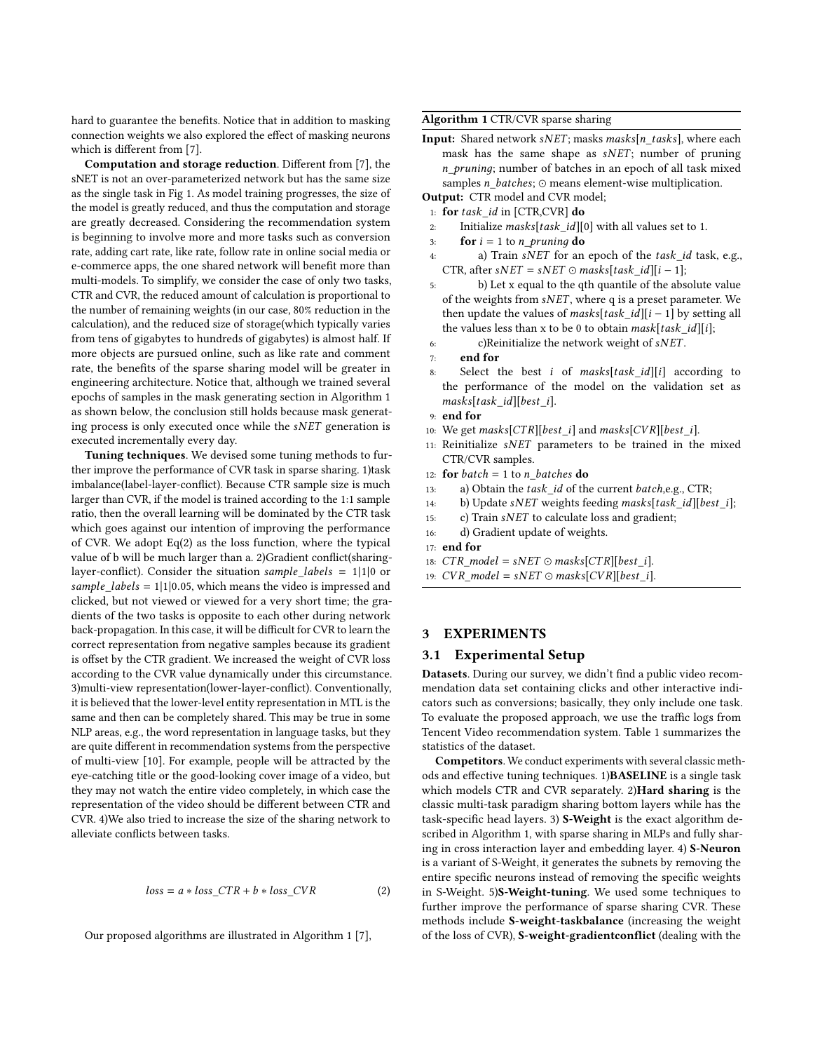hard to guarantee the benefits. Notice that in addition to masking connection weights we also explored the effect of masking neurons which is different from [7].

**Computation and storage reduction**. Different from [7], the sNET is not an over-parameterized network but has the same size as the single task in Fig 1. As model training progresses, the size of the model is greatly reduced, and thus the computation and storage are greatly decreased. Considering the recommendation system is beginning to involve more and more tasks such as conversion rate, adding cart rate, like rate, follow rate in online social media or e-commerce apps, the one shared network will benefit more than multi-models. To simplify, we consider the case of only two tasks, CTR and CVR, the reduced amount of calculation is proportional to the number of remaining weights (in our case, 80% reduction in the calculation), and the reduced size of storage(which typically varies from tens of gigabytes to hundreds of gigabytes) is almost half. If more objects are pursued online, such as like rate and comment rate, the benefits of the sparse sharing model will be greater in engineering architecture. Notice that, although we trained several epochs of samples in the mask generating section in Algorithm 1 as shown below, the conclusion still holds because mask generating process is only executed once while the *sNET* generation is executed incrementally every day.

**Tuning techniques**. We devised some tuning methods to further improve the performance of CVR task in sparse sharing. 1)task imbalance(label-layer-conflict). Because CTR sample size is much larger than CVR, if the model is trained according to the 1:1 sample ratio, then the overall learning will be dominated by the CTR task which goes against our intention of improving the performance of CVR. We adopt Eq(2) as the loss function, where the typical value of b will be much larger than a. 2)Gradient conflict(sharing-layer-conflict). Consider the situation *sample_labels* = 1|1|0 or *sample_labels* = 1|1|0.05, which means the video is impressed and clicked, but not viewed or viewed for a very short time; the gradients of the two tasks is opposite to each other during network back-propagation. In this case, it will be difficult for CVR to learn the correct representation from negative samples because its gradient is offset by the CTR gradient. We increased the weight of CVR loss according to the CVR value dynamically under this circumstance. 3)multi-view representation(lower-layer-conflict). Conventionally, it is believed that the lower-level entity representation in MTL is the same and then can be completely shared. This may be true in some NLP areas, e.g., the word representation in language tasks, but they are quite different in recommendation systems from the perspective of multi-view [10]. For example, people will be attracted by the eye-catching title or the good-looking cover image of a video, but they may not watch the entire video completely, in which case the representation of the video should be different between CTR and CVR. 4)We also tried to increase the size of the sharing network to alleviate conflicts between tasks.

$$loss = a * loss\_CTR + b * loss\_CVR \tag{2}$$

Our proposed algorithms are illustrated in Algorithm 1 [7],

**Algorithm 1** CTR/CVR sparse sharing

**Input:** Shared network *sNET*; masks *masks*[*n_tasks*], where each mask has the same shape as *sNET*; number of pruning *n_pruning*; number of batches in an epoch of all task mixed samples *n_batches*; ⊙ means element-wise multiplication.
**Output:** CTR model and CVR model;

1: **for** *task_id* in [CTR,CVR] **do**
2: Initialize *masks*[*task_id*][0] with all values set to 1.
3: **for** $i = 1$ to *n_pruning* **do**
4: a) Train *sNET* for an epoch of the *task_id* task, e.g., CTR, after $sNET = sNET \odot masks[task\_id][i-1]$;
5: b) Let x equal to the qth quantile of the absolute value of the weights from *sNET*, where q is a preset parameter. We then update the values of *masks*[*task_id*][$i-1$] by setting all the values less than x to be 0 to obtain *mask*[*task_id*][*i*];
6: c)Reinitialize the network weight of *sNET*.
7: **end for**
8: Select the best *i* of *masks*[*task_id*][*i*] according to the performance of the model on the validation set as *masks*[*task_id*][*best_i*].
9: **end for**
10: We get *masks*[*CTR*][*best_i*] and *masks*[*CVR*][*best_i*].
11: Reinitialize *sNET* parameters to be trained in the mixed CTR/CVR samples.
12: **for** *batch* = 1 to *n_batches* **do**
13: a) Obtain the *task_id* of the current *batch*,e.g., CTR;
14: b) Update *sNET* weights feeding *masks*[*task_id*][*best_i*];
15: c) Train *sNET* to calculate loss and gradient;
16: d) Gradient update of weights.
17: **end for**
18: $CTR\_model = sNET \odot masks[CTR][best\_i]$.
19: $CVR\_model = sNET \odot masks[CVR][best\_i]$.

# 3 EXPERIMENTS

## 3.1 Experimental Setup

**Datasets**. During our survey, we didn't find a public video recommendation data set containing clicks and other interactive indicators such as conversions; basically, they only include one task. To evaluate the proposed approach, we use the traffic logs from Tencent Video recommendation system. Table 1 summarizes the statistics of the dataset.

**Competitors**. We conduct experiments with several classic methods and effective tuning techniques. 1)**BASELINE** is a single task which models CTR and CVR separately. 2)**Hard sharing** is the classic multi-task paradigm sharing bottom layers while has the task-specific head layers. 3) **S-Weight** is the exact algorithm described in Algorithm 1, with sparse sharing in MLPs and fully sharing in cross interaction layer and embedding layer. 4) **S-Neuron** is a variant of S-Weight, it generates the subnets by removing the entire specific neurons instead of removing the specific weights in S-Weight. 5)**S-Weight-tuning**. We used some techniques to further improve the performance of sparse sharing CVR. These methods include **S-weight-taskbalance** (increasing the weight of the loss of CVR), **S-weight-gradientconflict** (dealing with the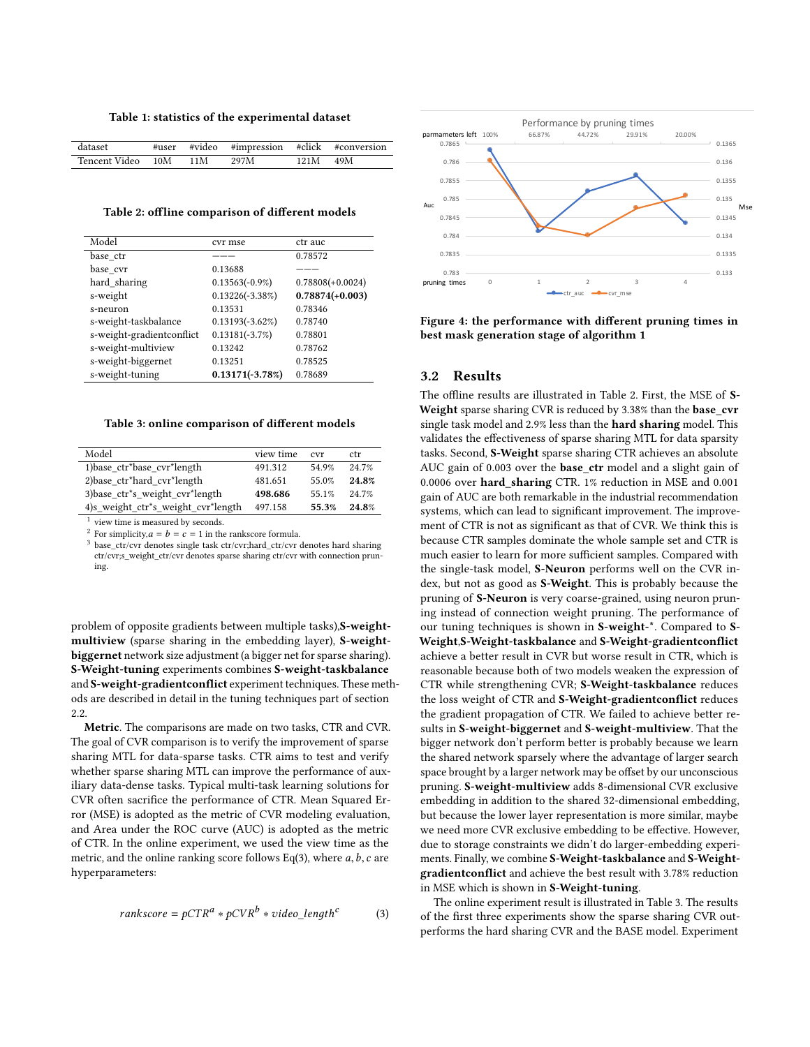**Table 1: statistics of the experimental dataset**

| dataset | #user | #video | #impression | #click | #conversion |
|---|---|---|---|---|---|
| Tencent Video | 10M | 11M | 297M | 121M | 49M |

**Table 2: offline comparison of different models**

| Model | cvr mse | ctr auc |
|---|---|---|
| base_ctr | ——— | 0.78572 |
| base_cvr | 0.13688 | ——— |
| hard_sharing | 0.13563(-0.9%) | 0.78808(+0.0024) |
| s-weight | 0.13226(-3.38%) | **0.78874(+0.003)** |
| s-neuron | 0.13531 | 0.78346 |
| s-weight-taskbalance | 0.13193(-3.62%) | 0.78740 |
| s-weight-gradientconflict | 0.13181(-3.7%) | 0.78801 |
| s-weight-multiview | 0.13242 | 0.78762 |
| s-weight-biggernet | 0.13251 | 0.78525 |
| s-weight-tuning | **0.13171(-3.78%)** | 0.78689 |

**Table 3: online comparison of different models**

| Model | view time | cvr | ctr |
|---|---|---|---|
| 1)base_ctr*base_cvr*length | 491.312 | 54.9% | 24.7% |
| 2)base_ctr*hard_cvr*length | 481.651 | 55.0% | **24.8%** |
| 3)base_ctr*s_weight_cvr*length | **498.686** | 55.1% | 24.7% |
| 4)s_weight_ctr*s_weight_cvr*length | 497.158 | **55.3%** | **24.8%** |

[1] view time is measured by seconds.
[2] For simplicity, $a = b = c = 1$ in the rankscore formula.
[3] base_ctr/cvr denotes single task ctr/cvr;hard_ctr/cvr denotes hard sharing ctr/cvr;s_weight_ctr/cvr denotes sparse sharing ctr/cvr with connection pruning.

problem of opposite gradients between multiple tasks),**S-weight-multiview** (sparse sharing in the embedding layer), **S-weight-biggernet** network size adjustment (a bigger net for sparse sharing). **S-Weight-tuning** experiments combines **S-weight-taskbalance** and **S-weight-gradientconflict** experiment techniques. These methods are described in detail in the tuning techniques part of section 2.2.

**Metric**. The comparisons are made on two tasks, CTR and CVR. The goal of CVR comparison is to verify the improvement of sparse sharing MTL for data-sparse tasks. CTR aims to test and verify whether sparse sharing MTL can improve the performance of auxiliary data-dense tasks. Typical multi-task learning solutions for CVR often sacrifice the performance of CTR. Mean Squared Error (MSE) is adopted as the metric of CVR modeling evaluation, and Area under the ROC curve (AUC) is adopted as the metric of CTR. In the online experiment, we used the view time as the metric, and the online ranking score follows Eq(3), where $a, b, c$ are hyperparameters:

$$rankscore = pCTR^a * pCVR^b * video\_length^c \tag{3}$$

Figure 4: the performance with different pruning times in best mask generation stage of algorithm 1

## 3.2 Results

The offline results are illustrated in Table 2. First, the MSE of **S-Weight** sparse sharing CVR is reduced by 3.38% than the **base_cvr** single task model and 2.9% less than the **hard sharing** model. This validates the effectiveness of sparse sharing MTL for data sparsity tasks. Second, **S-Weight** sparse sharing CTR achieves an absolute AUC gain of 0.003 over the **base_ctr** model and a slight gain of 0.0006 over **hard_sharing** CTR. 1% reduction in MSE and 0.001 gain of AUC are both remarkable in the industrial recommendation systems, which can lead to significant improvement. The improvement of CTR is not as significant as that of CVR. We think this is because CTR samples dominate the whole sample set and CTR is much easier to learn for more sufficient samples. Compared with the single-task model, **S-Neuron** performs well on the CVR index, but not as good as **S-Weight**. This is probably because the pruning of **S-Neuron** is very coarse-grained, using neuron pruning instead of connection weight pruning. The performance of our tuning techniques is shown in **S-weight-***. Compared to **S-Weight**,**S-Weight-taskbalance** and **S-Weight-gradientconflict** achieve a better result in CVR but worse result in CTR, which is reasonable because both of two models weaken the expression of CTR while strengthening CVR; **S-Weight-taskbalance** reduces the loss weight of CTR and **S-Weight-gradientconflict** reduces the gradient propagation of CTR. We failed to achieve better results in **S-weight-biggernet** and **S-weight-multiview**. That the bigger network don't perform better is probably because we learn the shared network sparsely where the advantage of larger search space brought by a larger network may be offset by our unconscious pruning. **S-weight-multiview** adds 8-dimensional CVR exclusive embedding in addition to the shared 32-dimensional embedding, but because the lower layer representation is more similar, maybe we need more CVR exclusive embedding to be effective. However, due to storage constraints we didn't do larger-embedding experiments. Finally, we combine **S-Weight-taskbalance** and **S-Weight-gradientconflict** and achieve the best result with 3.78% reduction in MSE which is shown in **S-Weight-tuning**.

The online experiment result is illustrated in Table 3. The results of the first three experiments show the sparse sharing CVR outperforms the hard sharing CVR and the BASE model. Experiment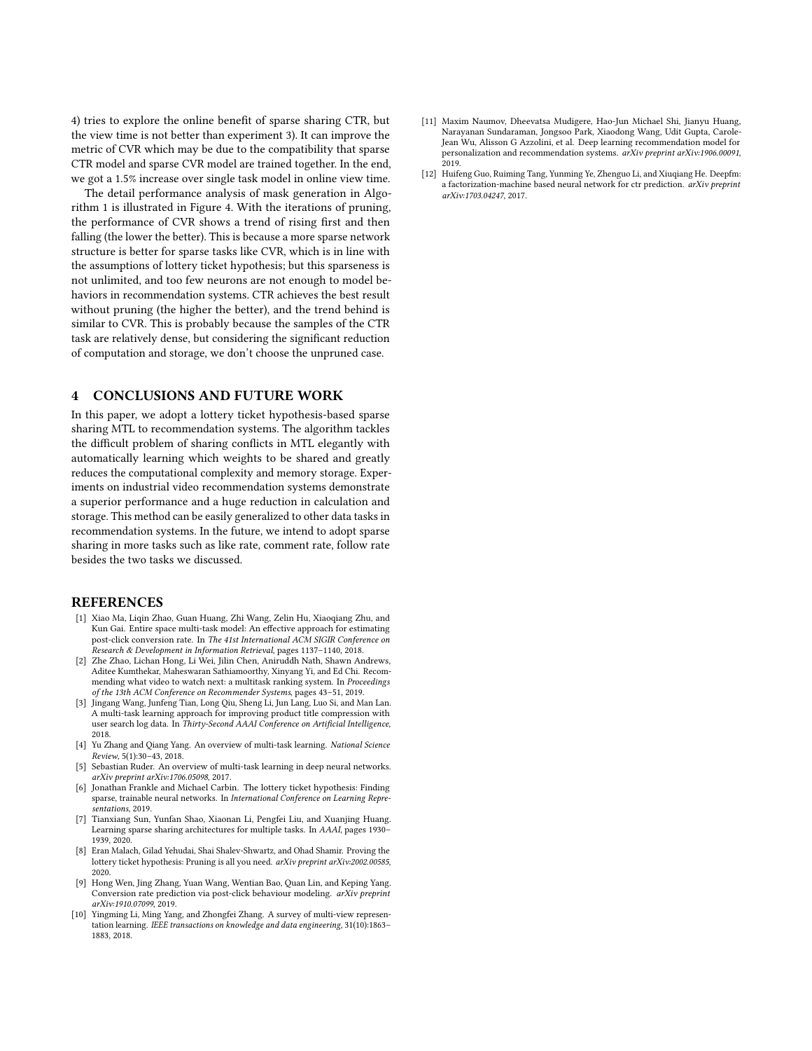4) tries to explore the online benefit of sparse sharing CTR, but the view time is not better than experiment 3). It can improve the metric of CVR which may be due to the compatibility that sparse CTR model and sparse CVR model are trained together. In the end, we got a 1.5% increase over single task model in online view time.

The detail performance analysis of mask generation in Algorithm 1 is illustrated in Figure 4. With the iterations of pruning, the performance of CVR shows a trend of rising first and then falling (the lower the better). This is because a more sparse network structure is better for sparse tasks like CVR, which is in line with the assumptions of lottery ticket hypothesis; but this sparseness is not unlimited, and too few neurons are not enough to model behaviors in recommendation systems. CTR achieves the best result without pruning (the higher the better), and the trend behind is similar to CVR. This is probably because the samples of the CTR task are relatively dense, but considering the significant reduction of computation and storage, we don't choose the unpruned case.

## 4 CONCLUSIONS AND FUTURE WORK

In this paper, we adopt a lottery ticket hypothesis-based sparse sharing MTL to recommendation systems. The algorithm tackles the difficult problem of sharing conflicts in MTL elegantly with automatically learning which weights to be shared and greatly reduces the computational complexity and memory storage. Experiments on industrial video recommendation systems demonstrate a superior performance and a huge reduction in calculation and storage. This method can be easily generalized to other data tasks in recommendation systems. In the future, we intend to adopt sparse sharing in more tasks such as like rate, comment rate, follow rate besides the two tasks we discussed.

## REFERENCES

- [1] Xiao Ma, Liqin Zhao, Guan Huang, Zhi Wang, Zelin Hu, Xiaoqiang Zhu, and Kun Gai. Entire space multi-task model: An effective approach for estimating post-click conversion rate. In *The 41st International ACM SIGIR Conference on Research & Development in Information Retrieval*, pages 1137–1140, 2018.
- [2] Zhe Zhao, Lichan Hong, Li Wei, Jilin Chen, Aniruddh Nath, Shawn Andrews, Aditee Kumthekar, Maheswaran Sathiamoorthy, Xinyang Yi, and Ed Chi. Recommending what video to watch next: a multitask ranking system. In *Proceedings of the 13th ACM Conference on Recommender Systems*, pages 43–51, 2019.
- [3] Jingang Wang, Junfeng Tian, Long Qiu, Sheng Li, Jun Lang, Luo Si, and Man Lan. A multi-task learning approach for improving product title compression with user search log data. In *Thirty-Second AAAI Conference on Artificial Intelligence*, 2018.
- [4] Yu Zhang and Qiang Yang. An overview of multi-task learning. *National Science Review*, 5(1):30–43, 2018.
- [5] Sebastian Ruder. An overview of multi-task learning in deep neural networks. *arXiv preprint arXiv:1706.05098*, 2017.
- [6] Jonathan Frankle and Michael Carbin. The lottery ticket hypothesis: Finding sparse, trainable neural networks. In *International Conference on Learning Representations*, 2019.
- [7] Tianxiang Sun, Yunfan Shao, Xiaonan Li, Pengfei Liu, and Xuanjing Huang. Learning sparse sharing architectures for multiple tasks. In *AAAI*, pages 1930–1939, 2020.
- [8] Eran Malach, Gilad Yehudai, Shai Shalev-Shwartz, and Ohad Shamir. Proving the lottery ticket hypothesis: Pruning is all you need. *arXiv preprint arXiv:2002.00585*, 2020.
- [9] Hong Wen, Jing Zhang, Yuan Wang, Wentian Bao, Quan Lin, and Keping Yang. Conversion rate prediction via post-click behaviour modeling. *arXiv preprint arXiv:1910.07099*, 2019.
- [10] Yingming Li, Ming Yang, and Zhongfei Zhang. A survey of multi-view representation learning. *IEEE transactions on knowledge and data engineering*, 31(10):1863–1883, 2018.
- [11] Maxim Naumov, Dheevatsa Mudigere, Hao-Jun Michael Shi, Jianyu Huang, Narayanan Sundaraman, Jongsoo Park, Xiaodong Wang, Udit Gupta, Carole-Jean Wu, Alisson G Azzolini, et al. Deep learning recommendation model for personalization and recommendation systems. *arXiv preprint arXiv:1906.00091*, 2019.
- [12] Huifeng Guo, Ruiming Tang, Yunming Ye, Zhenguo Li, and Xiuqiang He. Deepfm: a factorization-machine based neural network for ctr prediction. *arXiv preprint arXiv:1703.04247*, 2017.